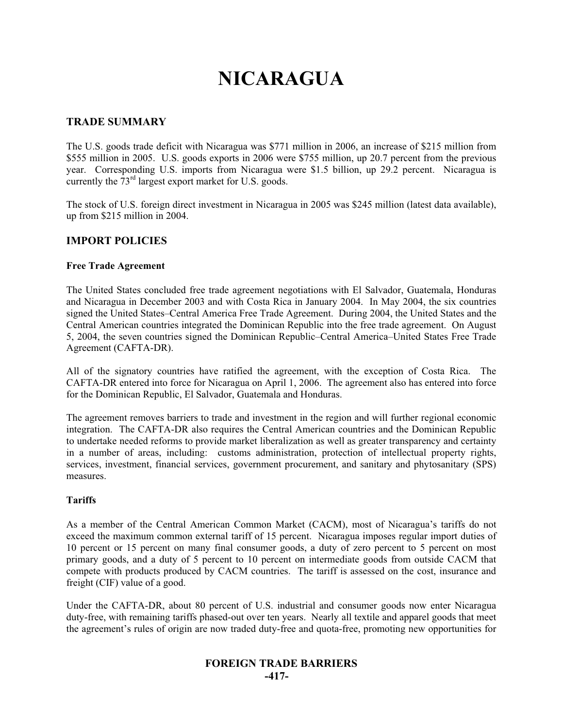# NICARAGUA

## TRADE SUMMARY

The U.S. goods trade deficit with Nicaragua was $771 million in 2006, an increase of $215 million from $555 million in 2005. U.S. goods exports in 2006 were $755 million, up 20.7 percent from the previous year. Corresponding U.S. imports from Nicaragua were $1.5 billion, up 29.2 percent. Nicaragua is currently the 73rd largest export market for U.S. goods.

The stock of U.S. foreign direct investment in Nicaragua in 2005 was $245 million (latest data available), up from $215 million in 2004.

## IMPORT POLICIES

### Free Trade Agreement

The United States concluded free trade agreement negotiations with El Salvador, Guatemala, Honduras and Nicaragua in December 2003 and with Costa Rica in January 2004. In May 2004, the six countries signed the United States–Central America Free Trade Agreement. During 2004, the United States and the Central American countries integrated the Dominican Republic into the free trade agreement. On August 5, 2004, the seven countries signed the Dominican Republic–Central America–United States Free Trade Agreement (CAFTA-DR).

All of the signatory countries have ratified the agreement, with the exception of Costa Rica. The CAFTA-DR entered into force for Nicaragua on April 1, 2006. The agreement also has entered into force for the Dominican Republic, El Salvador, Guatemala and Honduras.

The agreement removes barriers to trade and investment in the region and will further regional economic integration. The CAFTA-DR also requires the Central American countries and the Dominican Republic to undertake needed reforms to provide market liberalization as well as greater transparency and certainty in a number of areas, including: customs administration, protection of intellectual property rights, services, investment, financial services, government procurement, and sanitary and phytosanitary (SPS) measures.

### Tariffs

As a member of the Central American Common Market (CACM), most of Nicaragua's tariffs do not exceed the maximum common external tariff of 15 percent. Nicaragua imposes regular import duties of 10 percent or 15 percent on many final consumer goods, a duty of zero percent to 5 percent on most primary goods, and a duty of 5 percent to 10 percent on intermediate goods from outside CACM that compete with products produced by CACM countries. The tariff is assessed on the cost, insurance and freight (CIF) value of a good.

Under the CAFTA-DR, about 80 percent of U.S. industrial and consumer goods now enter Nicaragua duty-free, with remaining tariffs phased-out over ten years. Nearly all textile and apparel goods that meet the agreement's rules of origin are now traded duty-free and quota-free, promoting new opportunities for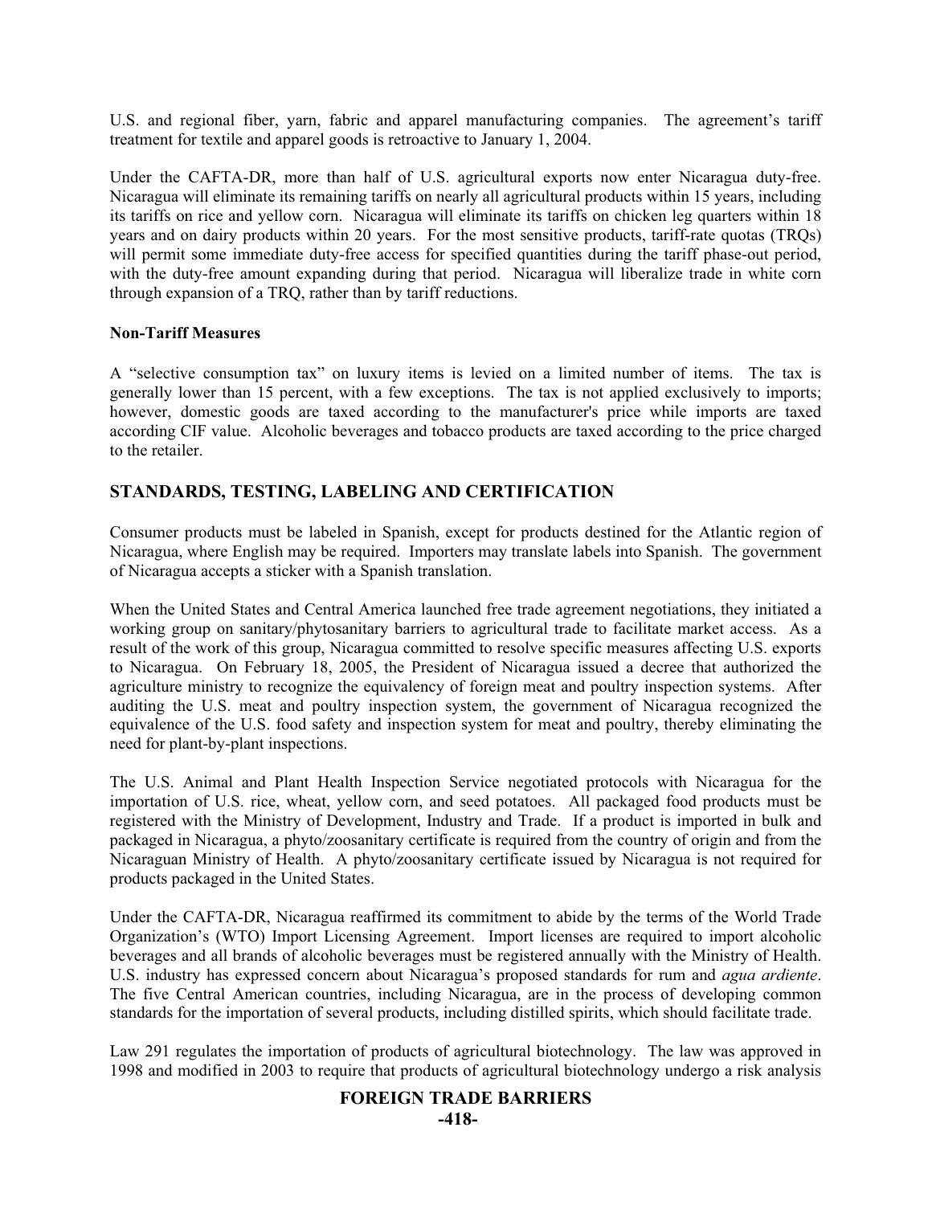U.S. and regional fiber, yarn, fabric and apparel manufacturing companies. The agreement's tariff treatment for textile and apparel goods is retroactive to January 1, 2004.

Under the CAFTA-DR, more than half of U.S. agricultural exports now enter Nicaragua duty-free. Nicaragua will eliminate its remaining tariffs on nearly all agricultural products within 15 years, including its tariffs on rice and yellow corn. Nicaragua will eliminate its tariffs on chicken leg quarters within 18 years and on dairy products within 20 years. For the most sensitive products, tariff-rate quotas (TRQs) will permit some immediate duty-free access for specified quantities during the tariff phase-out period, with the duty-free amount expanding during that period. Nicaragua will liberalize trade in white corn through expansion of a TRQ, rather than by tariff reductions.

**Non-Tariff Measures**

A "selective consumption tax" on luxury items is levied on a limited number of items. The tax is generally lower than 15 percent, with a few exceptions. The tax is not applied exclusively to imports; however, domestic goods are taxed according to the manufacturer's price while imports are taxed according CIF value. Alcoholic beverages and tobacco products are taxed according to the price charged to the retailer.

## STANDARDS, TESTING, LABELING AND CERTIFICATION

Consumer products must be labeled in Spanish, except for products destined for the Atlantic region of Nicaragua, where English may be required. Importers may translate labels into Spanish. The government of Nicaragua accepts a sticker with a Spanish translation.

When the United States and Central America launched free trade agreement negotiations, they initiated a working group on sanitary/phytosanitary barriers to agricultural trade to facilitate market access. As a result of the work of this group, Nicaragua committed to resolve specific measures affecting U.S. exports to Nicaragua. On February 18, 2005, the President of Nicaragua issued a decree that authorized the agriculture ministry to recognize the equivalency of foreign meat and poultry inspection systems. After auditing the U.S. meat and poultry inspection system, the government of Nicaragua recognized the equivalence of the U.S. food safety and inspection system for meat and poultry, thereby eliminating the need for plant-by-plant inspections.

The U.S. Animal and Plant Health Inspection Service negotiated protocols with Nicaragua for the importation of U.S. rice, wheat, yellow corn, and seed potatoes. All packaged food products must be registered with the Ministry of Development, Industry and Trade. If a product is imported in bulk and packaged in Nicaragua, a phyto/zoosanitary certificate is required from the country of origin and from the Nicaraguan Ministry of Health. A phyto/zoosanitary certificate issued by Nicaragua is not required for products packaged in the United States.

Under the CAFTA-DR, Nicaragua reaffirmed its commitment to abide by the terms of the World Trade Organization's (WTO) Import Licensing Agreement. Import licenses are required to import alcoholic beverages and all brands of alcoholic beverages must be registered annually with the Ministry of Health. U.S. industry has expressed concern about Nicaragua's proposed standards for rum and *agua ardiente*. The five Central American countries, including Nicaragua, are in the process of developing common standards for the importation of several products, including distilled spirits, which should facilitate trade.

Law 291 regulates the importation of products of agricultural biotechnology. The law was approved in 1998 and modified in 2003 to require that products of agricultural biotechnology undergo a risk analysis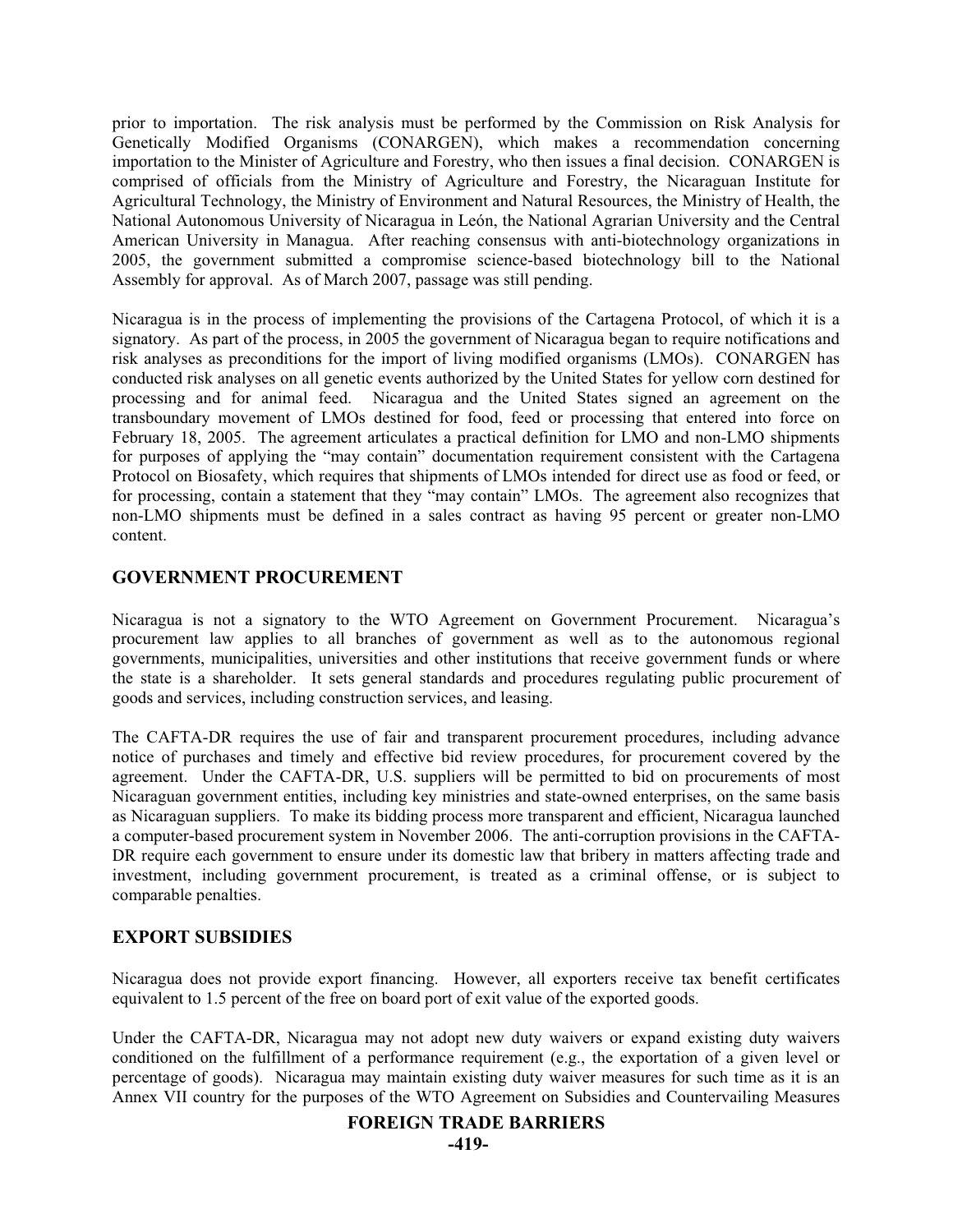prior to importation. The risk analysis must be performed by the Commission on Risk Analysis for Genetically Modified Organisms (CONARGEN), which makes a recommendation concerning importation to the Minister of Agriculture and Forestry, who then issues a final decision. CONARGEN is comprised of officials from the Ministry of Agriculture and Forestry, the Nicaraguan Institute for Agricultural Technology, the Ministry of Environment and Natural Resources, the Ministry of Health, the National Autonomous University of Nicaragua in León, the National Agrarian University and the Central American University in Managua. After reaching consensus with anti-biotechnology organizations in 2005, the government submitted a compromise science-based biotechnology bill to the National Assembly for approval. As of March 2007, passage was still pending.

Nicaragua is in the process of implementing the provisions of the Cartagena Protocol, of which it is a signatory. As part of the process, in 2005 the government of Nicaragua began to require notifications and risk analyses as preconditions for the import of living modified organisms (LMOs). CONARGEN has conducted risk analyses on all genetic events authorized by the United States for yellow corn destined for processing and for animal feed. Nicaragua and the United States signed an agreement on the transboundary movement of LMOs destined for food, feed or processing that entered into force on February 18, 2005. The agreement articulates a practical definition for LMO and non-LMO shipments for purposes of applying the "may contain" documentation requirement consistent with the Cartagena Protocol on Biosafety, which requires that shipments of LMOs intended for direct use as food or feed, or for processing, contain a statement that they "may contain" LMOs. The agreement also recognizes that non-LMO shipments must be defined in a sales contract as having 95 percent or greater non-LMO content.

## GOVERNMENT PROCUREMENT

Nicaragua is not a signatory to the WTO Agreement on Government Procurement. Nicaragua's procurement law applies to all branches of government as well as to the autonomous regional governments, municipalities, universities and other institutions that receive government funds or where the state is a shareholder. It sets general standards and procedures regulating public procurement of goods and services, including construction services, and leasing.

The CAFTA-DR requires the use of fair and transparent procurement procedures, including advance notice of purchases and timely and effective bid review procedures, for procurement covered by the agreement. Under the CAFTA-DR, U.S. suppliers will be permitted to bid on procurements of most Nicaraguan government entities, including key ministries and state-owned enterprises, on the same basis as Nicaraguan suppliers. To make its bidding process more transparent and efficient, Nicaragua launched a computer-based procurement system in November 2006. The anti-corruption provisions in the CAFTA-DR require each government to ensure under its domestic law that bribery in matters affecting trade and investment, including government procurement, is treated as a criminal offense, or is subject to comparable penalties.

## EXPORT SUBSIDIES

Nicaragua does not provide export financing. However, all exporters receive tax benefit certificates equivalent to 1.5 percent of the free on board port of exit value of the exported goods.

Under the CAFTA-DR, Nicaragua may not adopt new duty waivers or expand existing duty waivers conditioned on the fulfillment of a performance requirement (e.g., the exportation of a given level or percentage of goods). Nicaragua may maintain existing duty waiver measures for such time as it is an Annex VII country for the purposes of the WTO Agreement on Subsidies and Countervailing Measures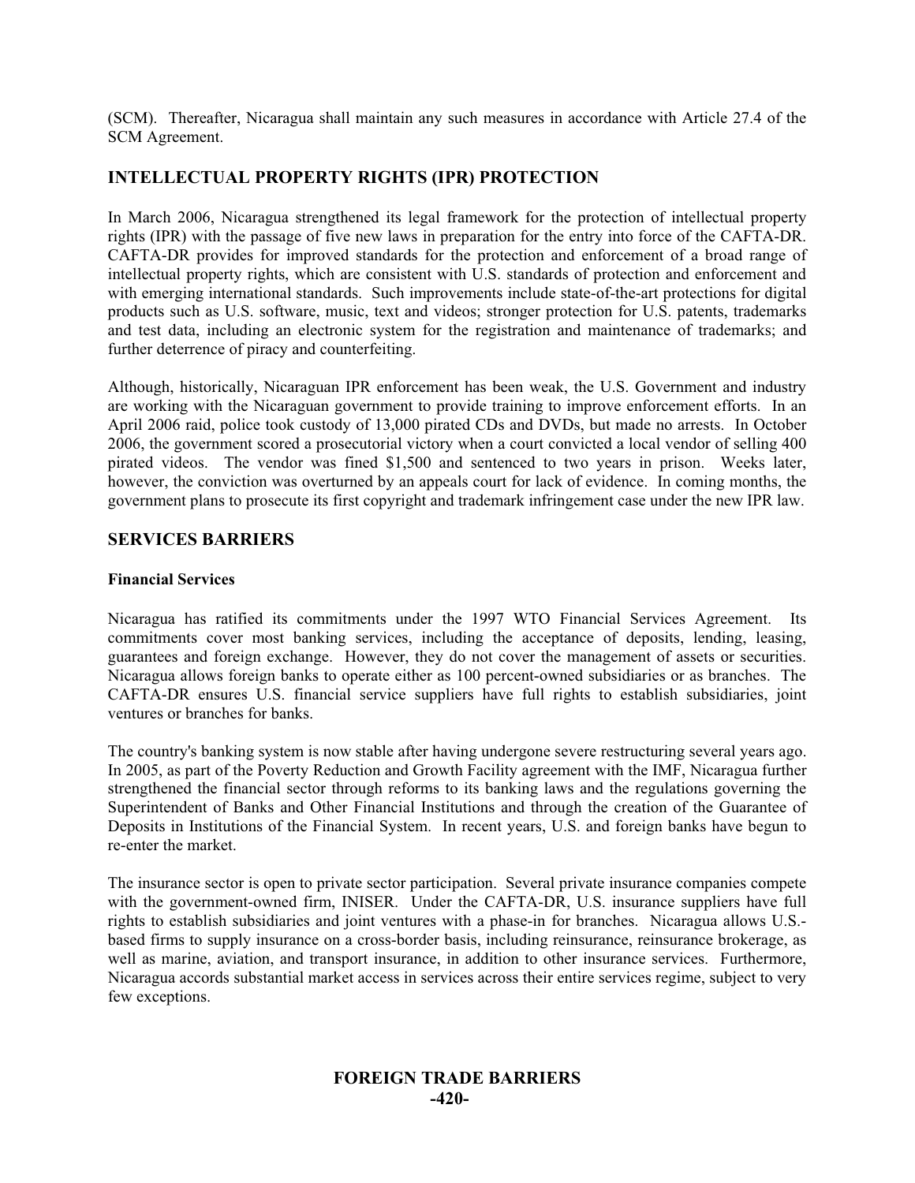(SCM). Thereafter, Nicaragua shall maintain any such measures in accordance with Article 27.4 of the SCM Agreement.

## INTELLECTUAL PROPERTY RIGHTS (IPR) PROTECTION

In March 2006, Nicaragua strengthened its legal framework for the protection of intellectual property rights (IPR) with the passage of five new laws in preparation for the entry into force of the CAFTA-DR. CAFTA-DR provides for improved standards for the protection and enforcement of a broad range of intellectual property rights, which are consistent with U.S. standards of protection and enforcement and with emerging international standards. Such improvements include state-of-the-art protections for digital products such as U.S. software, music, text and videos; stronger protection for U.S. patents, trademarks and test data, including an electronic system for the registration and maintenance of trademarks; and further deterrence of piracy and counterfeiting.

Although, historically, Nicaraguan IPR enforcement has been weak, the U.S. Government and industry are working with the Nicaraguan government to provide training to improve enforcement efforts. In an April 2006 raid, police took custody of 13,000 pirated CDs and DVDs, but made no arrests. In October 2006, the government scored a prosecutorial victory when a court convicted a local vendor of selling 400 pirated videos. The vendor was fined $1,500 and sentenced to two years in prison. Weeks later, however, the conviction was overturned by an appeals court for lack of evidence. In coming months, the government plans to prosecute its first copyright and trademark infringement case under the new IPR law.

## SERVICES BARRIERS

### Financial Services

Nicaragua has ratified its commitments under the 1997 WTO Financial Services Agreement. Its commitments cover most banking services, including the acceptance of deposits, lending, leasing, guarantees and foreign exchange. However, they do not cover the management of assets or securities. Nicaragua allows foreign banks to operate either as 100 percent-owned subsidiaries or as branches. The CAFTA-DR ensures U.S. financial service suppliers have full rights to establish subsidiaries, joint ventures or branches for banks.

The country's banking system is now stable after having undergone severe restructuring several years ago. In 2005, as part of the Poverty Reduction and Growth Facility agreement with the IMF, Nicaragua further strengthened the financial sector through reforms to its banking laws and the regulations governing the Superintendent of Banks and Other Financial Institutions and through the creation of the Guarantee of Deposits in Institutions of the Financial System. In recent years, U.S. and foreign banks have begun to re-enter the market.

The insurance sector is open to private sector participation. Several private insurance companies compete with the government-owned firm, INISER. Under the CAFTA-DR, U.S. insurance suppliers have full rights to establish subsidiaries and joint ventures with a phase-in for branches. Nicaragua allows U.S.-based firms to supply insurance on a cross-border basis, including reinsurance, reinsurance brokerage, as well as marine, aviation, and transport insurance, in addition to other insurance services. Furthermore, Nicaragua accords substantial market access in services across their entire services regime, subject to very few exceptions.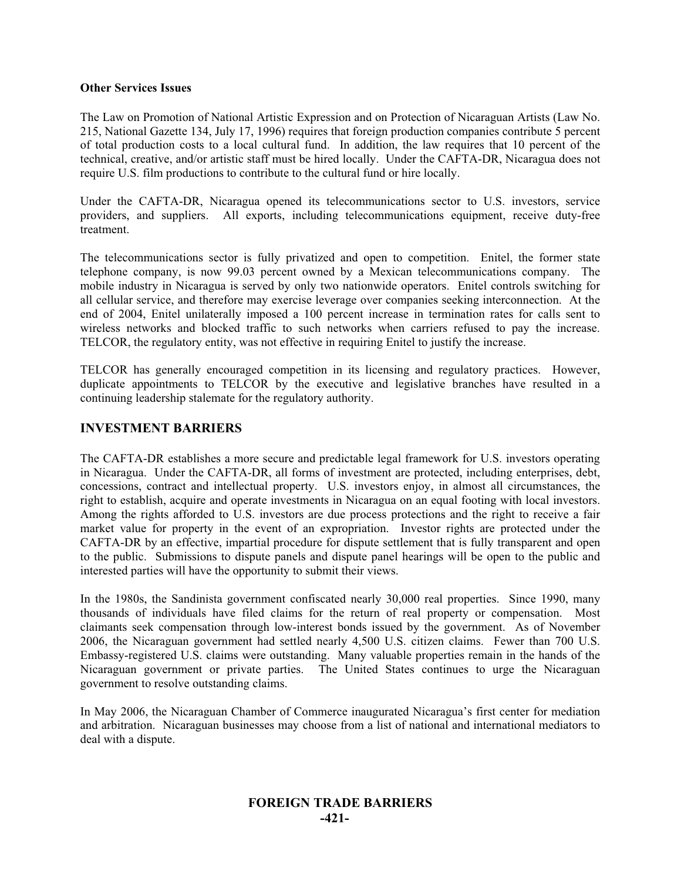**Other Services Issues**

The Law on Promotion of National Artistic Expression and on Protection of Nicaraguan Artists (Law No. 215, National Gazette 134, July 17, 1996) requires that foreign production companies contribute 5 percent of total production costs to a local cultural fund. In addition, the law requires that 10 percent of the technical, creative, and/or artistic staff must be hired locally. Under the CAFTA-DR, Nicaragua does not require U.S. film productions to contribute to the cultural fund or hire locally.

Under the CAFTA-DR, Nicaragua opened its telecommunications sector to U.S. investors, service providers, and suppliers. All exports, including telecommunications equipment, receive duty-free treatment.

The telecommunications sector is fully privatized and open to competition. Enitel, the former state telephone company, is now 99.03 percent owned by a Mexican telecommunications company. The mobile industry in Nicaragua is served by only two nationwide operators. Enitel controls switching for all cellular service, and therefore may exercise leverage over companies seeking interconnection. At the end of 2004, Enitel unilaterally imposed a 100 percent increase in termination rates for calls sent to wireless networks and blocked traffic to such networks when carriers refused to pay the increase. TELCOR, the regulatory entity, was not effective in requiring Enitel to justify the increase.

TELCOR has generally encouraged competition in its licensing and regulatory practices. However, duplicate appointments to TELCOR by the executive and legislative branches have resulted in a continuing leadership stalemate for the regulatory authority.

## INVESTMENT BARRIERS

The CAFTA-DR establishes a more secure and predictable legal framework for U.S. investors operating in Nicaragua. Under the CAFTA-DR, all forms of investment are protected, including enterprises, debt, concessions, contract and intellectual property. U.S. investors enjoy, in almost all circumstances, the right to establish, acquire and operate investments in Nicaragua on an equal footing with local investors. Among the rights afforded to U.S. investors are due process protections and the right to receive a fair market value for property in the event of an expropriation. Investor rights are protected under the CAFTA-DR by an effective, impartial procedure for dispute settlement that is fully transparent and open to the public. Submissions to dispute panels and dispute panel hearings will be open to the public and interested parties will have the opportunity to submit their views.

In the 1980s, the Sandinista government confiscated nearly 30,000 real properties. Since 1990, many thousands of individuals have filed claims for the return of real property or compensation. Most claimants seek compensation through low-interest bonds issued by the government. As of November 2006, the Nicaraguan government had settled nearly 4,500 U.S. citizen claims. Fewer than 700 U.S. Embassy-registered U.S. claims were outstanding. Many valuable properties remain in the hands of the Nicaraguan government or private parties. The United States continues to urge the Nicaraguan government to resolve outstanding claims.

In May 2006, the Nicaraguan Chamber of Commerce inaugurated Nicaragua's first center for mediation and arbitration. Nicaraguan businesses may choose from a list of national and international mediators to deal with a dispute.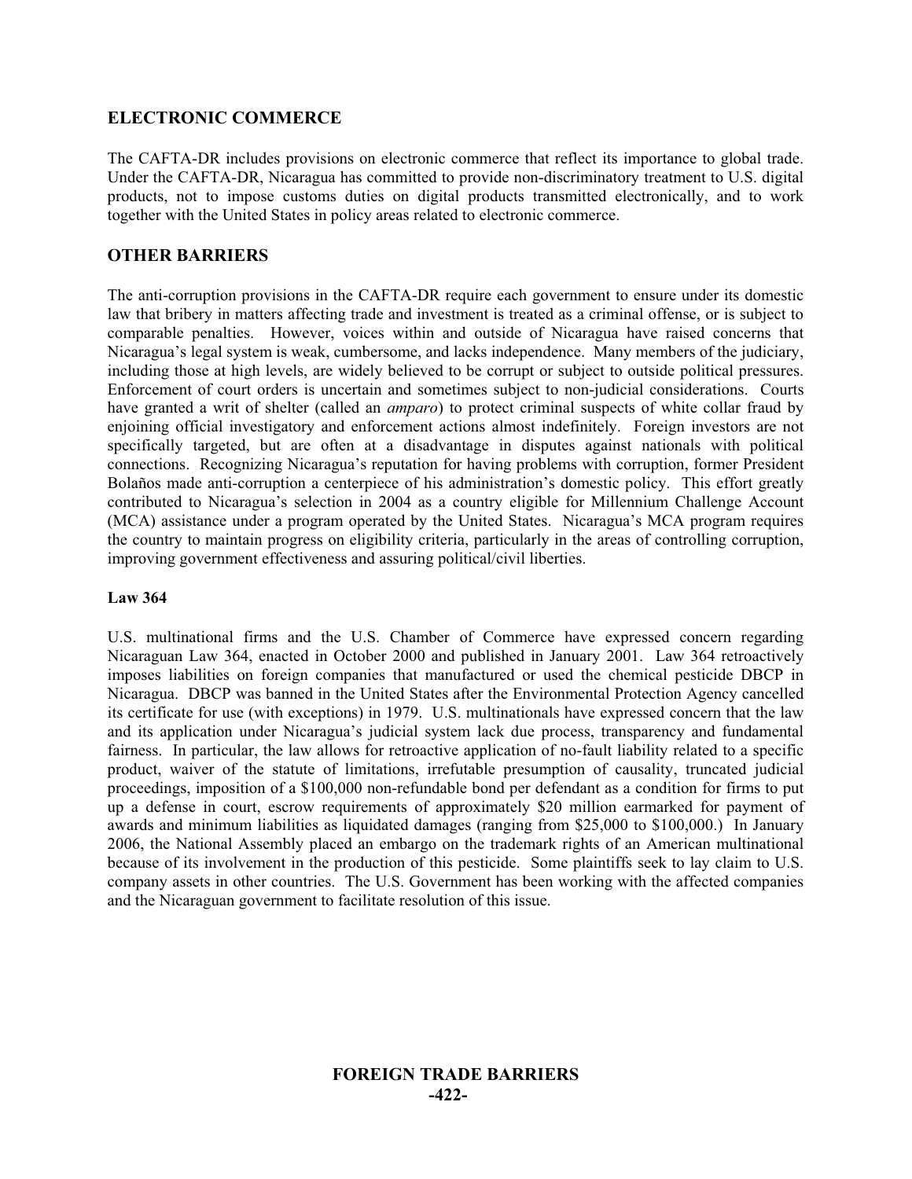## ELECTRONIC COMMERCE

The CAFTA-DR includes provisions on electronic commerce that reflect its importance to global trade. Under the CAFTA-DR, Nicaragua has committed to provide non-discriminatory treatment to U.S. digital products, not to impose customs duties on digital products transmitted electronically, and to work together with the United States in policy areas related to electronic commerce.

## OTHER BARRIERS

The anti-corruption provisions in the CAFTA-DR require each government to ensure under its domestic law that bribery in matters affecting trade and investment is treated as a criminal offense, or is subject to comparable penalties. However, voices within and outside of Nicaragua have raised concerns that Nicaragua's legal system is weak, cumbersome, and lacks independence. Many members of the judiciary, including those at high levels, are widely believed to be corrupt or subject to outside political pressures. Enforcement of court orders is uncertain and sometimes subject to non-judicial considerations. Courts have granted a writ of shelter (called an *amparo*) to protect criminal suspects of white collar fraud by enjoining official investigatory and enforcement actions almost indefinitely. Foreign investors are not specifically targeted, but are often at a disadvantage in disputes against nationals with political connections. Recognizing Nicaragua's reputation for having problems with corruption, former President Bolaños made anti-corruption a centerpiece of his administration's domestic policy. This effort greatly contributed to Nicaragua's selection in 2004 as a country eligible for Millennium Challenge Account (MCA) assistance under a program operated by the United States. Nicaragua's MCA program requires the country to maintain progress on eligibility criteria, particularly in the areas of controlling corruption, improving government effectiveness and assuring political/civil liberties.

### Law 364

U.S. multinational firms and the U.S. Chamber of Commerce have expressed concern regarding Nicaraguan Law 364, enacted in October 2000 and published in January 2001. Law 364 retroactively imposes liabilities on foreign companies that manufactured or used the chemical pesticide DBCP in Nicaragua. DBCP was banned in the United States after the Environmental Protection Agency cancelled its certificate for use (with exceptions) in 1979. U.S. multinationals have expressed concern that the law and its application under Nicaragua's judicial system lack due process, transparency and fundamental fairness. In particular, the law allows for retroactive application of no-fault liability related to a specific product, waiver of the statute of limitations, irrefutable presumption of causality, truncated judicial proceedings, imposition of a $100,000 non-refundable bond per defendant as a condition for firms to put up a defense in court, escrow requirements of approximately $20 million earmarked for payment of awards and minimum liabilities as liquidated damages (ranging from $25,000 to $100,000.) In January 2006, the National Assembly placed an embargo on the trademark rights of an American multinational because of its involvement in the production of this pesticide. Some plaintiffs seek to lay claim to U.S. company assets in other countries. The U.S. Government has been working with the affected companies and the Nicaraguan government to facilitate resolution of this issue.